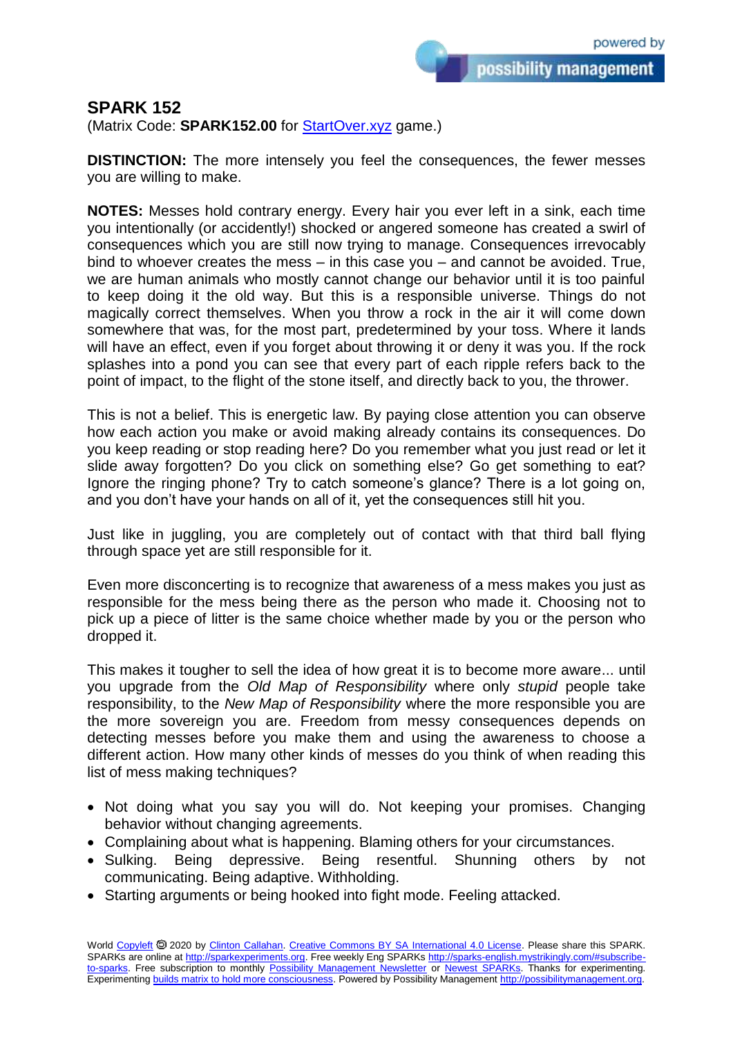## SPARK 152

(Matrix Code: **SPARK152.00** for [StartOver.xyz](StartOver.xyz) game.)

**DISTINCTION:** The more intensely you feel the consequences, the fewer messes you are willing to make.

**NOTES:** Messes hold contrary energy. Every hair you ever left in a sink, each time you intentionally (or accidently!) shocked or angered someone has created a swirl of consequences which you are still now trying to manage. Consequences irrevocably bind to whoever creates the mess – in this case you – and cannot be avoided. True, we are human animals who mostly cannot change our behavior until it is too painful to keep doing it the old way. But this is a responsible universe. Things do not magically correct themselves. When you throw a rock in the air it will come down somewhere that was, for the most part, predetermined by your toss. Where it lands will have an effect, even if you forget about throwing it or deny it was you. If the rock splashes into a pond you can see that every part of each ripple refers back to the point of impact, to the flight of the stone itself, and directly back to you, the thrower.

This is not a belief. This is energetic law. By paying close attention you can observe how each action you make or avoid making already contains its consequences. Do you keep reading or stop reading here? Do you remember what you just read or let it slide away forgotten? Do you click on something else? Go get something to eat? Ignore the ringing phone? Try to catch someone's glance? There is a lot going on, and you don't have your hands on all of it, yet the consequences still hit you.

Just like in juggling, you are completely out of contact with that third ball flying through space yet are still responsible for it.

Even more disconcerting is to recognize that awareness of a mess makes you just as responsible for the mess being there as the person who made it. Choosing not to pick up a piece of litter is the same choice whether made by you or the person who dropped it.

This makes it tougher to sell the idea of how great it is to become more aware... until you upgrade from the *Old Map of Responsibility* where only *stupid* people take responsibility, to the *New Map of Responsibility* where the more responsible you are the more sovereign you are. Freedom from messy consequences depends on detecting messes before you make them and using the awareness to choose a different action. How many other kinds of messes do you think of when reading this list of mess making techniques?

- Not doing what you say you will do. Not keeping your promises. Changing behavior without changing agreements.
- Complaining about what is happening. Blaming others for your circumstances.
- Sulking. Being depressive. Being resentful. Shunning others by not communicating. Being adaptive. Withholding.
- Starting arguments or being hooked into fight mode. Feeling attacked.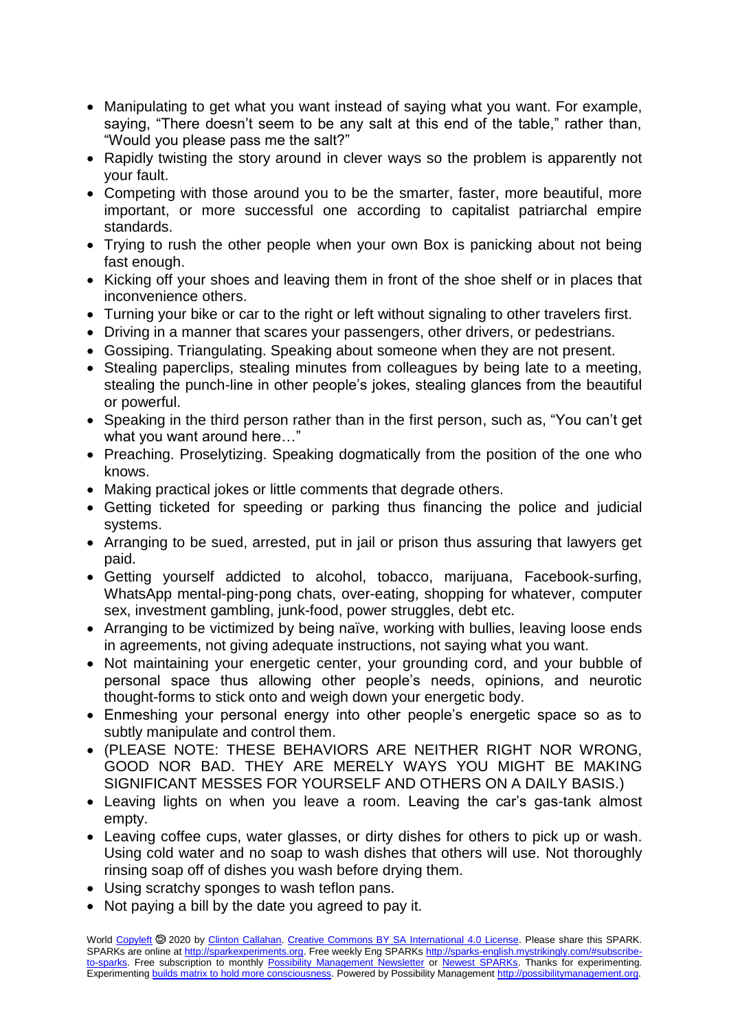- Manipulating to get what you want instead of saying what you want. For example, saying, "There doesn't seem to be any salt at this end of the table," rather than, "Would you please pass me the salt?"
- Rapidly twisting the story around in clever ways so the problem is apparently not your fault.
- Competing with those around you to be the smarter, faster, more beautiful, more important, or more successful one according to capitalist patriarchal empire standards.
- Trying to rush the other people when your own Box is panicking about not being fast enough.
- Kicking off your shoes and leaving them in front of the shoe shelf or in places that inconvenience others.
- Turning your bike or car to the right or left without signaling to other travelers first.
- Driving in a manner that scares your passengers, other drivers, or pedestrians.
- Gossiping. Triangulating. Speaking about someone when they are not present.
- Stealing paperclips, stealing minutes from colleagues by being late to a meeting, stealing the punch-line in other people's jokes, stealing glances from the beautiful or powerful.
- Speaking in the third person rather than in the first person, such as, "You can't get what you want around here…"
- Preaching. Proselytizing. Speaking dogmatically from the position of the one who knows.
- Making practical jokes or little comments that degrade others.
- Getting ticketed for speeding or parking thus financing the police and judicial systems.
- Arranging to be sued, arrested, put in jail or prison thus assuring that lawyers get paid.
- Getting yourself addicted to alcohol, tobacco, marijuana, Facebook-surfing, WhatsApp mental-ping-pong chats, over-eating, shopping for whatever, computer sex, investment gambling, junk-food, power struggles, debt etc.
- Arranging to be victimized by being naïve, working with bullies, leaving loose ends in agreements, not giving adequate instructions, not saying what you want.
- Not maintaining your energetic center, your grounding cord, and your bubble of personal space thus allowing other people's needs, opinions, and neurotic thought-forms to stick onto and weigh down your energetic body.
- Enmeshing your personal energy into other people's energetic space so as to subtly manipulate and control them.
- (PLEASE NOTE: THESE BEHAVIORS ARE NEITHER RIGHT NOR WRONG, GOOD NOR BAD. THEY ARE MERELY WAYS YOU MIGHT BE MAKING SIGNIFICANT MESSES FOR YOURSELF AND OTHERS ON A DAILY BASIS.)
- Leaving lights on when you leave a room. Leaving the car's gas-tank almost empty.
- Leaving coffee cups, water glasses, or dirty dishes for others to pick up or wash. Using cold water and no soap to wash dishes that others will use. Not thoroughly rinsing soap off of dishes you wash before drying them.
- Using scratchy sponges to wash teflon pans.
- Not paying a bill by the date you agreed to pay it.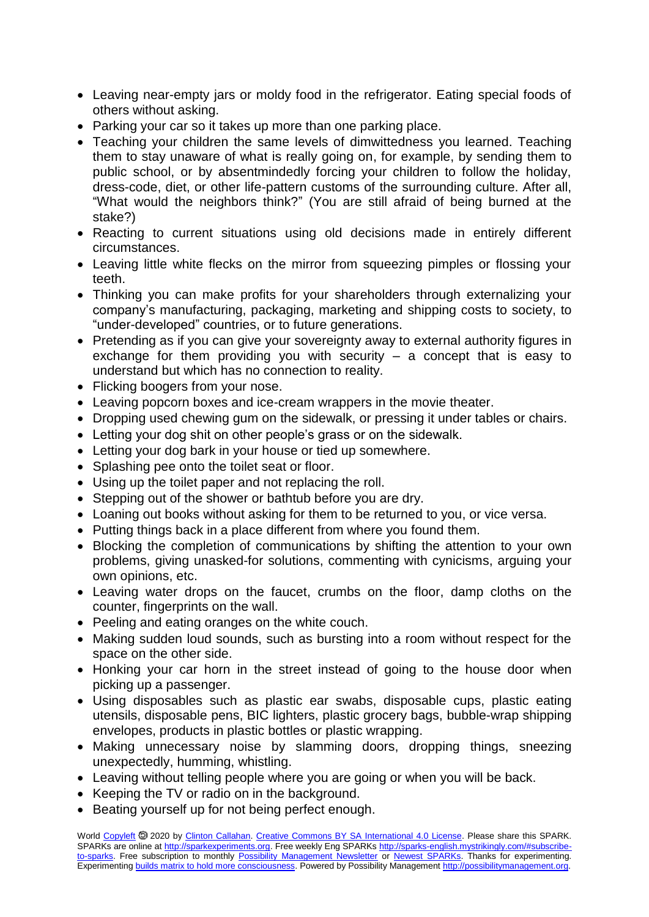- Leaving near-empty jars or moldy food in the refrigerator. Eating special foods of others without asking.
- Parking your car so it takes up more than one parking place.
- Teaching your children the same levels of dimwittedness you learned. Teaching them to stay unaware of what is really going on, for example, by sending them to public school, or by absentmindedly forcing your children to follow the holiday, dress-code, diet, or other life-pattern customs of the surrounding culture. After all, "What would the neighbors think?" (You are still afraid of being burned at the stake?)
- Reacting to current situations using old decisions made in entirely different circumstances.
- Leaving little white flecks on the mirror from squeezing pimples or flossing your teeth.
- Thinking you can make profits for your shareholders through externalizing your company's manufacturing, packaging, marketing and shipping costs to society, to "under-developed" countries, or to future generations.
- Pretending as if you can give your sovereignty away to external authority figures in exchange for them providing you with security – a concept that is easy to understand but which has no connection to reality.
- Flicking boogers from your nose.
- Leaving popcorn boxes and ice-cream wrappers in the movie theater.
- Dropping used chewing gum on the sidewalk, or pressing it under tables or chairs.
- Letting your dog shit on other people's grass or on the sidewalk.
- Letting your dog bark in your house or tied up somewhere.
- Splashing pee onto the toilet seat or floor.
- Using up the toilet paper and not replacing the roll.
- Stepping out of the shower or bathtub before you are dry.
- Loaning out books without asking for them to be returned to you, or vice versa.
- Putting things back in a place different from where you found them.
- Blocking the completion of communications by shifting the attention to your own problems, giving unasked-for solutions, commenting with cynicisms, arguing your own opinions, etc.
- Leaving water drops on the faucet, crumbs on the floor, damp cloths on the counter, fingerprints on the wall.
- Peeling and eating oranges on the white couch.
- Making sudden loud sounds, such as bursting into a room without respect for the space on the other side.
- Honking your car horn in the street instead of going to the house door when picking up a passenger.
- Using disposables such as plastic ear swabs, disposable cups, plastic eating utensils, disposable pens, BIC lighters, plastic grocery bags, bubble-wrap shipping envelopes, products in plastic bottles or plastic wrapping.
- Making unnecessary noise by slamming doors, dropping things, sneezing unexpectedly, humming, whistling.
- Leaving without telling people where you are going or when you will be back.
- Keeping the TV or radio on in the background.
- Beating yourself up for not being perfect enough.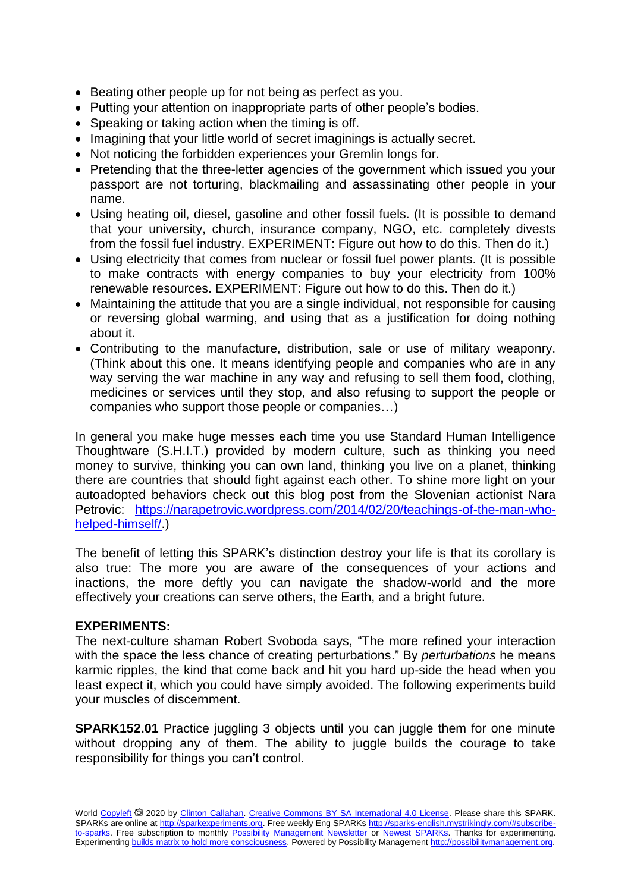- Beating other people up for not being as perfect as you.
- Putting your attention on inappropriate parts of other people's bodies.
- Speaking or taking action when the timing is off.
- Imagining that your little world of secret imaginings is actually secret.
- Not noticing the forbidden experiences your Gremlin longs for.
- Pretending that the three-letter agencies of the government which issued you your passport are not torturing, blackmailing and assassinating other people in your name.
- Using heating oil, diesel, gasoline and other fossil fuels. (It is possible to demand that your university, church, insurance company, NGO, etc. completely divests from the fossil fuel industry. EXPERIMENT: Figure out how to do this. Then do it.)
- Using electricity that comes from nuclear or fossil fuel power plants. (It is possible to make contracts with energy companies to buy your electricity from 100% renewable resources. EXPERIMENT: Figure out how to do this. Then do it.)
- Maintaining the attitude that you are a single individual, not responsible for causing or reversing global warming, and using that as a justification for doing nothing about it.
- Contributing to the manufacture, distribution, sale or use of military weaponry. (Think about this one. It means identifying people and companies who are in any way serving the war machine in any way and refusing to sell them food, clothing, medicines or services until they stop, and also refusing to support the people or companies who support those people or companies…)

In general you make huge messes each time you use Standard Human Intelligence Thoughtware (S.H.I.T.) provided by modern culture, such as thinking you need money to survive, thinking you can own land, thinking you live on a planet, thinking there are countries that should fight against each other. To shine more light on your autoadopted behaviors check out this blog post from the Slovenian actionist Nara Petrovic: [https://narapetrovic.wordpress.com/2014/02/20/teachings-of-the-man-who-helped-himself/](https://narapetrovic.wordpress.com/2014/02/20/teachings-of-the-man-who-helped-himself/).)

The benefit of letting this SPARK's distinction destroy your life is that its corollary is also true: The more you are aware of the consequences of your actions and inactions, the more deftly you can navigate the shadow-world and the more effectively your creations can serve others, the Earth, and a bright future.

**EXPERIMENTS:**

The next-culture shaman Robert Svoboda says, "The more refined your interaction with the space the less chance of creating perturbations." By *perturbations* he means karmic ripples, the kind that come back and hit you hard up-side the head when you least expect it, which you could have simply avoided. The following experiments build your muscles of discernment.

**SPARK152.01** Practice juggling 3 objects until you can juggle them for one minute without dropping any of them. The ability to juggle builds the courage to take responsibility for things you can't control.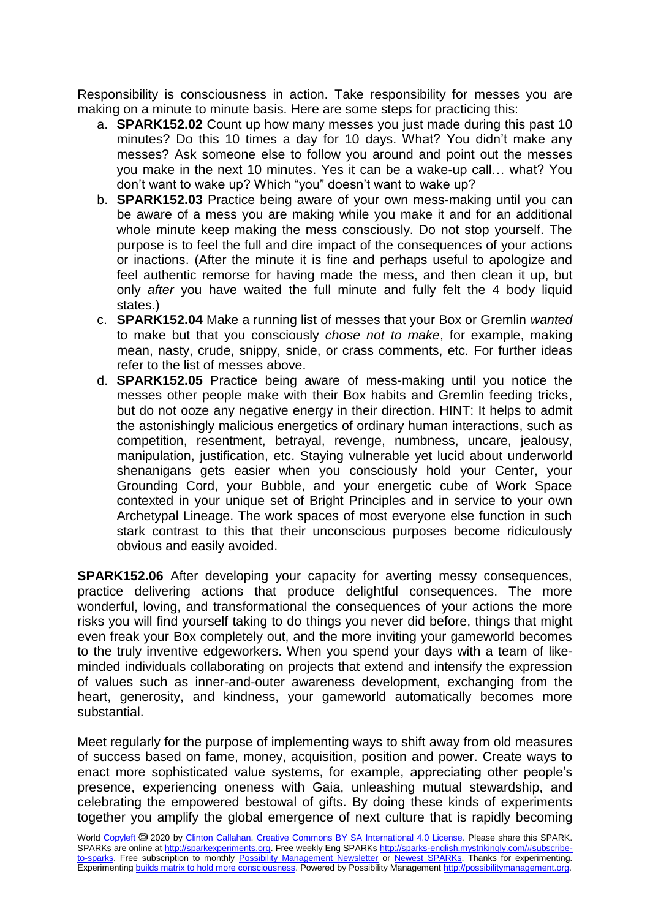Responsibility is consciousness in action. Take responsibility for messes you are making on a minute to minute basis. Here are some steps for practicing this:

a. **SPARK152.02** Count up how many messes you just made during this past 10 minutes? Do this 10 times a day for 10 days. What? You didn't make any messes? Ask someone else to follow you around and point out the messes you make in the next 10 minutes. Yes it can be a wake-up call… what? You don't want to wake up? Which "you" doesn't want to wake up?
b. **SPARK152.03** Practice being aware of your own mess-making until you can be aware of a mess you are making while you make it and for an additional whole minute keep making the mess consciously. Do not stop yourself. The purpose is to feel the full and dire impact of the consequences of your actions or inactions. (After the minute it is fine and perhaps useful to apologize and feel authentic remorse for having made the mess, and then clean it up, but only *after* you have waited the full minute and fully felt the 4 body liquid states.)
c. **SPARK152.04** Make a running list of messes that your Box or Gremlin *wanted* to make but that you consciously *chose not to make*, for example, making mean, nasty, crude, snippy, snide, or crass comments, etc. For further ideas refer to the list of messes above.
d. **SPARK152.05** Practice being aware of mess-making until you notice the messes other people make with their Box habits and Gremlin feeding tricks, but do not ooze any negative energy in their direction. HINT: It helps to admit the astonishingly malicious energetics of ordinary human interactions, such as competition, resentment, betrayal, revenge, numbness, uncare, jealousy, manipulation, justification, etc. Staying vulnerable yet lucid about underworld shenanigans gets easier when you consciously hold your Center, your Grounding Cord, your Bubble, and your energetic cube of Work Space contexted in your unique set of Bright Principles and in service to your own Archetypal Lineage. The work spaces of most everyone else function in such stark contrast to this that their unconscious purposes become ridiculously obvious and easily avoided.

**SPARK152.06** After developing your capacity for averting messy consequences, practice delivering actions that produce delightful consequences. The more wonderful, loving, and transformational the consequences of your actions the more risks you will find yourself taking to do things you never did before, things that might even freak your Box completely out, and the more inviting your gameworld becomes to the truly inventive edgeworkers. When you spend your days with a team of like-minded individuals collaborating on projects that extend and intensify the expression of values such as inner-and-outer awareness development, exchanging from the heart, generosity, and kindness, your gameworld automatically becomes more substantial.

Meet regularly for the purpose of implementing ways to shift away from old measures of success based on fame, money, acquisition, position and power. Create ways to enact more sophisticated value systems, for example, appreciating other people's presence, experiencing oneness with Gaia, unleashing mutual stewardship, and celebrating the empowered bestowal of gifts. By doing these kinds of experiments together you amplify the global emergence of next culture that is rapidly becoming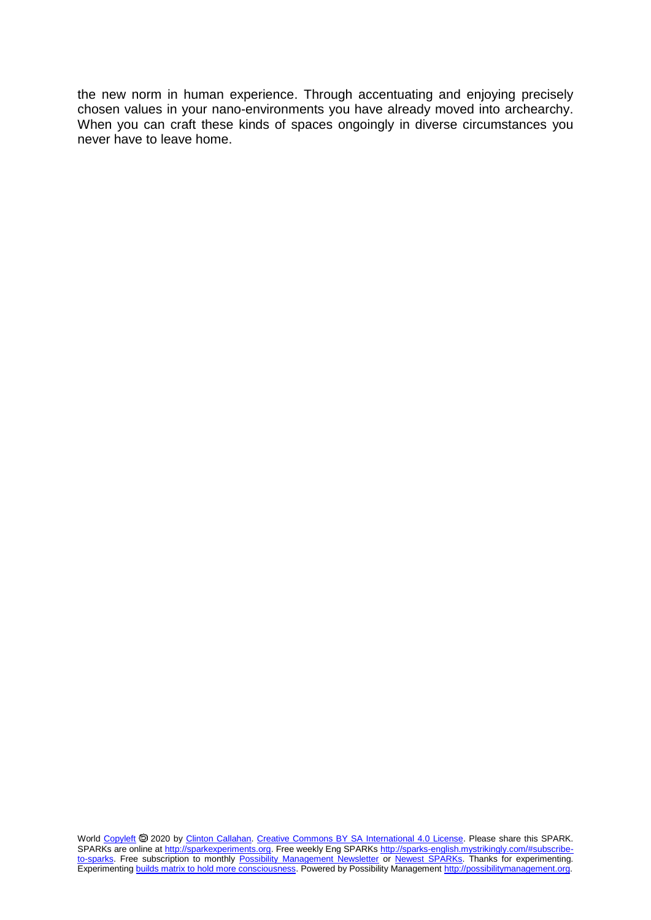the new norm in human experience. Through accentuating and enjoying precisely chosen values in your nano-environments you have already moved into archearchy. When you can craft these kinds of spaces ongoingly in diverse circumstances you never have to leave home.

World Copyleft 🄯 2020 by Clinton Callahan. Creative Commons BY SA International 4.0 License. Please share this SPARK. SPARKs are online at http://sparkexperiments.org. Free weekly Eng SPARKs http://sparks-english.mystrikingly.com/#subscribe-to-sparks. Free subscription to monthly Possibility Management Newsletter or Newest SPARKs. Thanks for experimenting. Experimenting builds matrix to hold more consciousness. Powered by Possibility Management http://possibilitymanagement.org.